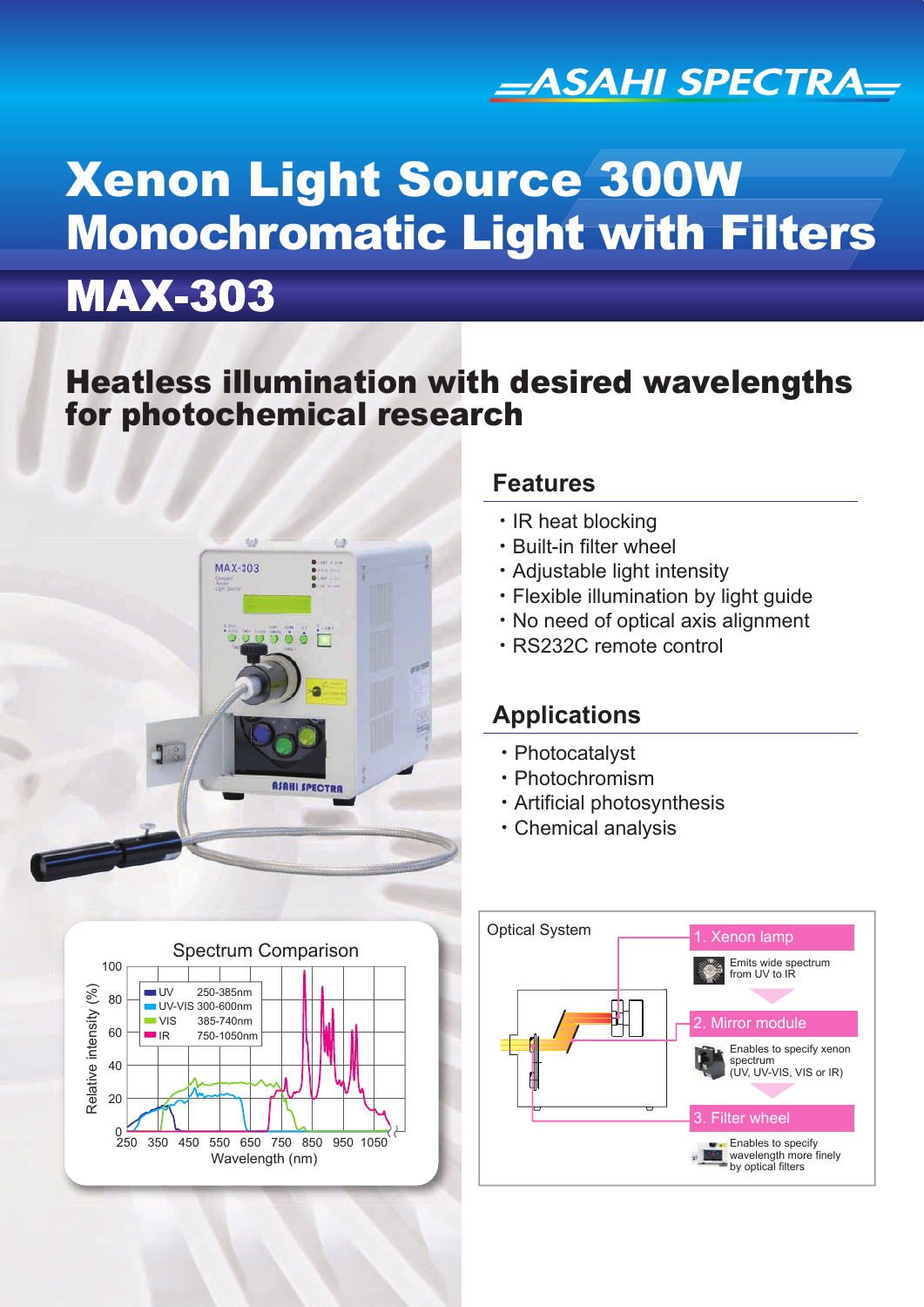ASAHI SPECTRA

# Xenon Light Source 300W Monochromatic Light with Filters

# MAX-303

## Heatless illumination with desired wavelengths for photochemical research

## Features

- IR heat blocking
- Built-in filter wheel
- Adjustable light intensity
- Flexible illumination by light guide
- No need of optical axis alignment
- RS232C remote control

## Applications

- Photocatalyst
- Photochromism
- Artificial photosynthesis
- Chemical analysis

### Spectrum Comparison

| Mode | Range |
|---|---|
| UV | 250-385nm |
| UV-VIS | 300-600nm |
| VIS | 385-740nm |
| IR | 750-1050nm |

Relative intensity (%) vs. Wavelength (nm)

### Optical System

1. Xenon lamp — Emits wide spectrum from UV to IR
2. Mirror module — Enables to specify xenon spectrum (UV, UV-VIS, VIS or IR)
3. Filter wheel — Enables to specify wavelength more finely by optical filters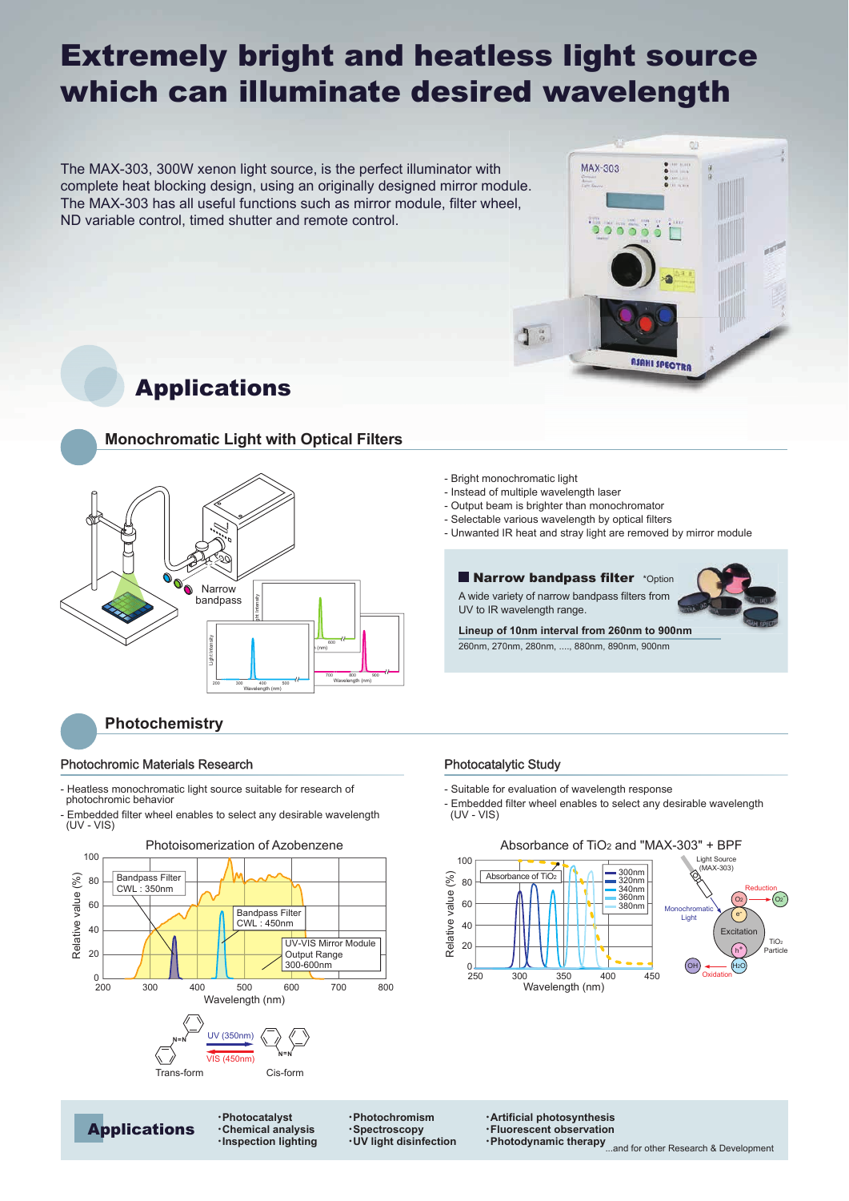# Extremely bright and heatless light source which can illuminate desired wavelength

The MAX-303, 300W xenon light source, is the perfect illuminator with complete heat blocking design, using an originally designed mirror module. The MAX-303 has all useful functions such as mirror module, filter wheel, ND variable control, timed shutter and remote control.

## Applications

### Monochromatic Light with Optical Filters

Narrow bandpass

- Bright monochromatic light
- Instead of multiple wavelength laser
- Output beam is brighter than monochromator
- Selectable various wavelength by optical filters
- Unwanted IR heat and stray light are removed by mirror module

**Narrow bandpass filter** \*Option

A wide variety of narrow bandpass filters from UV to IR wavelength range.

**Lineup of 10nm interval from 260nm to 900nm**

260nm, 270nm, 280nm, ...., 880nm, 890nm, 900nm

### Photochemistry

#### Photochromic Materials Research

- Heatless monochromatic light source suitable for research of photochromic behavior
- Embedded filter wheel enables to select any desirable wavelength (UV - VIS)

Photoisomerization of Azobenzene

Bandpass Filter CWL : 350nm

Bandpass Filter CWL : 450nm

UV-VIS Mirror Module Output Range 300-600nm

Trans-form — UV (350nm) → Cis-form; VIS (450nm) ←

#### Photocatalytic Study

- Suitable for evaluation of wavelength response
- Embedded filter wheel enables to select any desirable wavelength (UV - VIS)

Absorbance of $TiO_2$ and "MAX-303" + BPF

Absorbance of $TiO_2$; 300nm, 320nm, 340nm, 360nm, 380nm

Light Source (MAX-303); Monochromatic Light; Reduction; Excitation; Oxidation; $TiO_2$ Particle

**Applications**

- ·Photocatalyst
- ·Chemical analysis
- ·Inspection lighting
- ·Photochromism
- ·Spectroscopy
- ·UV light disinfection
- ·Artificial photosynthesis
- ·Fluorescent observation
- ·Photodynamic therapy

...and for other Research & Development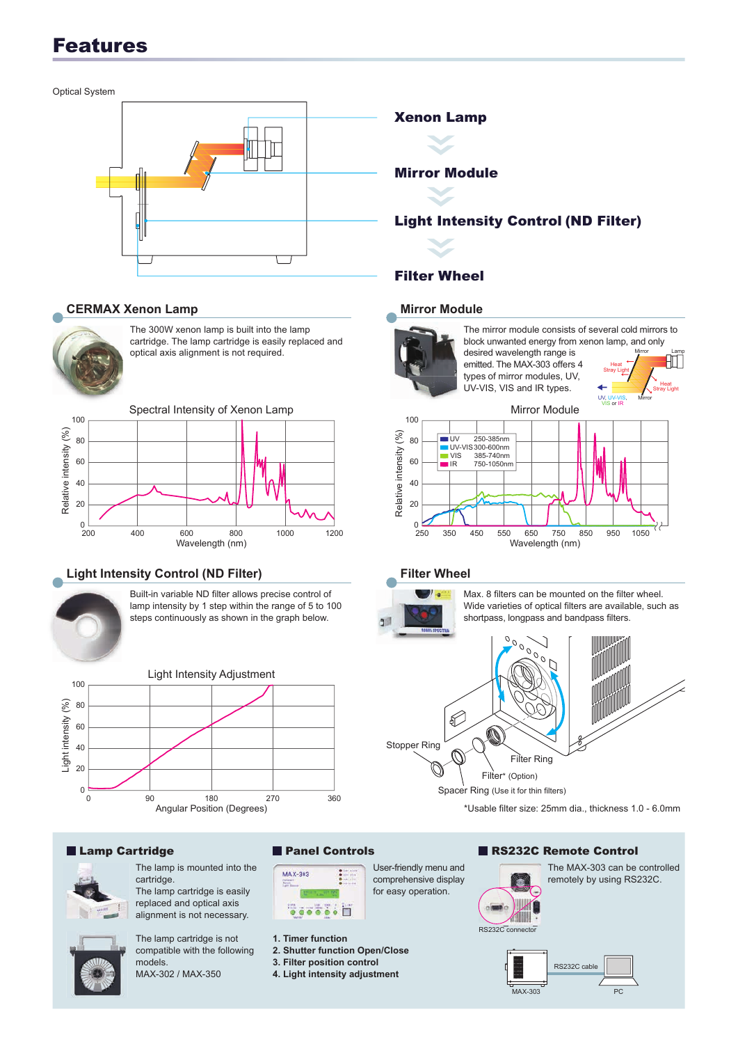# Features

Optical System

**Xenon Lamp**

**Mirror Module**

**Light Intensity Control (ND Filter)**

**Filter Wheel**

## CERMAX Xenon Lamp

The 300W xenon lamp is built into the lamp cartridge. The lamp cartridge is easily replaced and optical axis alignment is not required.

Spectral Intensity of Xenon Lamp

## Mirror Module

The mirror module consists of several cold mirrors to block unwanted energy from xenon lamp, and only desired wavelength range is emitted. The MAX-303 offers 4 types of mirror modules, UV, UV-VIS, VIS and IR types.

Mirror Module

| Type | Range |
| --- | --- |
| UV | 250-385nm |
| UV-VIS | 300-600nm |
| VIS | 385-740nm |
| IR | 750-1050nm |

## Light Intensity Control (ND Filter)

Built-in variable ND filter allows precise control of lamp intensity by 1 step within the range of 5 to 100 steps continuously as shown in the graph below.

Light Intensity Adjustment

## Filter Wheel

Max. 8 filters can be mounted on the filter wheel. Wide varieties of optical filters are available, such as shortpass, longpass and bandpass filters.

Stopper Ring

Filter Ring

Filter* (Option)

Spacer Ring (Use it for thin filters)

*Usable filter size: 25mm dia., thickness 1.0 - 6.0mm

### Lamp Cartridge

The lamp is mounted into the cartridge.
The lamp cartridge is easily replaced and optical axis alignment is not necessary.

The lamp cartridge is not compatible with the following models.
MAX-302 / MAX-350

### Panel Controls

User-friendly menu and comprehensive display for easy operation.

1. **Timer function**
2. **Shutter function Open/Close**
3. **Filter position control**
4. **Light intensity adjustment**

### RS232C Remote Control

The MAX-303 can be controlled remotely by using RS232C.

RS232C connector

RS232C cable

MAX-303

PC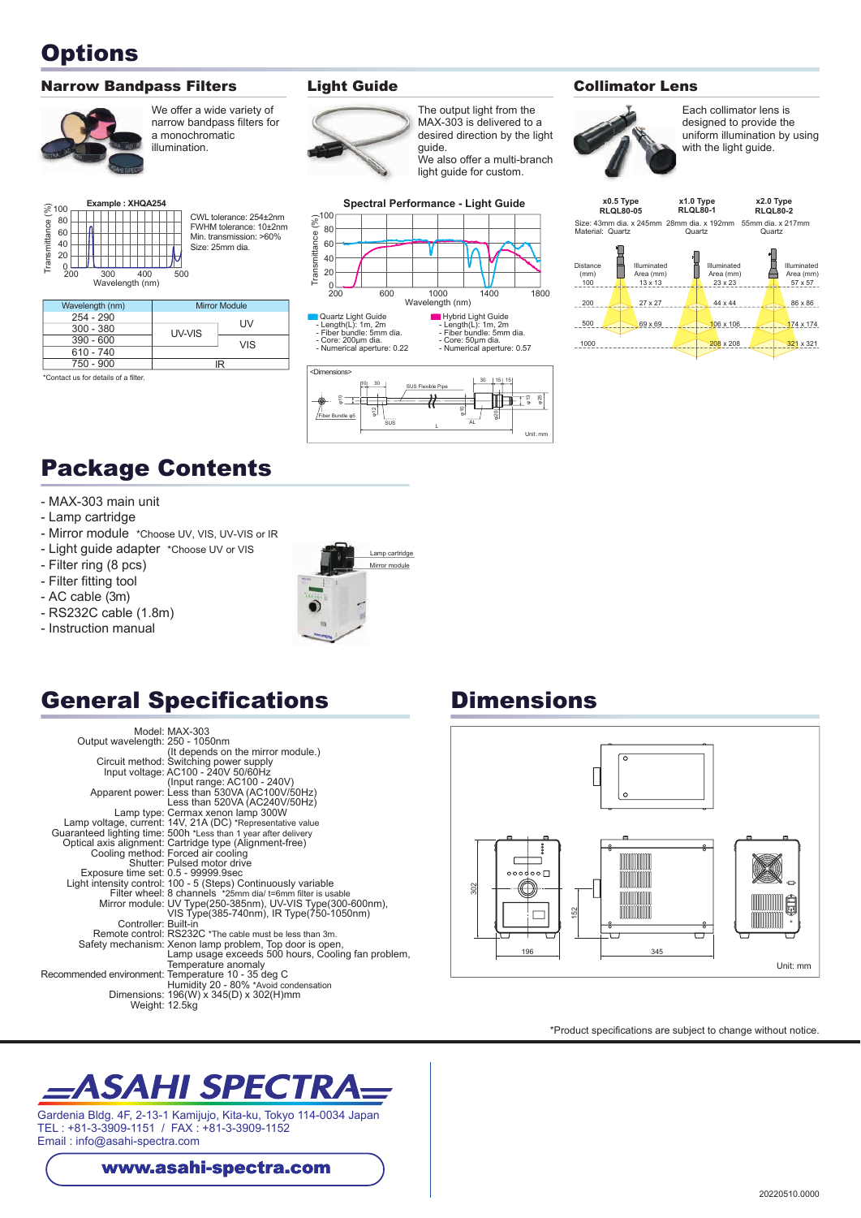# Options

## Narrow Bandpass Filters

We offer a wide variety of narrow bandpass filters for a monochromatic illumination.

Example : XHQA254

Transmittance (%)
100
80
60
40
20
0
200 300 400 500
Wavelength (nm)

CWL tolerance: 254±2nm
FWHM tolerance: 10±2nm
Min. transmission: >60%
Size: 25mm dia.

| Wavelength (nm) | Mirror Module | |
|---|---|---|
| 254 - 290 | UV-VIS | UV |
| 300 - 380 | | |
| 390 - 600 | | VIS |
| 610 - 740 | | |
| 750 - 900 | IR | |

*Contact us for details of a filter.

## Light Guide

The output light from the MAX-303 is delivered to a desired direction by the light guide.
We also offer a multi-branch light guide for custom.

Spectral Performance - Light Guide

Transmittance (%)
100
80
60
40
20
0
200 600 1000 1400 1800
Wavelength (nm)

Quartz Light Guide
- Length(L): 1m, 2m
- Fiber bundle: 5mm dia.
- Core: 200μm dia.
- Numerical aperture: 0.22

Hybrid Light Guide
- Length(L): 1m, 2m
- Fiber bundle: 5mm dia.
- Core: 50μm dia.
- Numerical aperture: 0.57

<Dimensions>

φ10, 10, 30, φ12, SUS Flexible Pipe, SUS, L, 30, 15, 15, φ16, φ20, AL, φ13, φ25, Fiber Bundle φ5

Unit : mm

## Collimator Lens

Each collimator lens is designed to provide the uniform illumination by using with the light guide.

| | x0.5 Type RLQL80-05 | x1.0 Type RLQL80-1 | x2.0 Type RLQL80-2 |
|---|---|---|---|
| Size | 43mm dia. x 245mm | 28mm dia. x 192mm | 55mm dia. x 217mm |
| Material | Quartz | Quartz | Quartz |

| Distance (mm) | Illuminated Area (mm) | Illuminated Area (mm) | Illuminated Area (mm) |
|---|---|---|---|
| 100 | 13 x 13 | 23 x 23 | 57 x 57 |
| 200 | 27 x 27 | 44 x 44 | 86 x 86 |
| 500 | 69 x 69 | 106 x 106 | 174 x 174 |
| 1000 | | 208 x 208 | 321 x 321 |

# Package Contents

- MAX-303 main unit
- Lamp cartridge
- Mirror module *Choose UV, VIS, UV-VIS or IR
- Light guide adapter *Choose UV or VIS
- Filter ring (8 pcs)
- Filter fitting tool
- AC cable (3m)
- RS232C cable (1.8m)
- Instruction manual

Lamp cartridge
Mirror module

# General Specifications

| | |
|---|---|
| Model: | MAX-303 |
| Output wavelength: | 250 - 1050nm (It depends on the mirror module.) |
| Circuit method: | Switching power supply |
| Input voltage: | AC100 - 240V 50/60Hz (Input range: AC100 - 240V) |
| Apparent power: | Less than 530VA (AC100V/50Hz) Less than 520VA (AC240V/50Hz) |
| Lamp type: | Cermax xenon lamp 300W |
| Lamp voltage, current: | 14V, 21A (DC) *Representative value |
| Guaranteed lighting time: | 500h *Less than 1 year after delivery |
| Optical axis alignment: | Cartridge type (Alignment-free) |
| Cooling method: | Forced air cooling |
| Shutter: | Pulsed motor drive |
| Exposure time set: | 0.5 - 99999.9sec |
| Light intensity control: | 100 - 5 (Steps) Continuously variable |
| Filter wheel: | 8 channels *25mm dia/ t=6mm filter is usable |
| Mirror module: | UV Type(250-385nm), UV-VIS Type(300-600nm), VIS Type(385-740nm), IR Type(750-1050nm) |
| Controller: | Built-in |
| Remote control: | RS232C *The cable must be less than 3m. |
| Safety mechanism: | Xenon lamp problem, Top door is open, Lamp usage exceeds 500 hours, Cooling fan problem, Temperature anomaly |
| Recommended environment: | Temperature 10 - 35 deg C Humidity 20 - 80% *Avoid condensation |
| Dimensions: | 196(W) x 345(D) x 302(H)mm |
| Weight: | 12.5kg |

# Dimensions

302
152
196
345

Unit: mm

*Product specifications are subject to change without notice.

ASAHI SPECTRA

Gardenia Bldg. 4F, 2-13-1 Kamijujo, Kita-ku, Tokyo 114-0034 Japan
TEL : +81-3-3909-1151 / FAX : +81-3-3909-1152
Email : info@asahi-spectra.com

www.asahi-spectra.com

20220510.0000